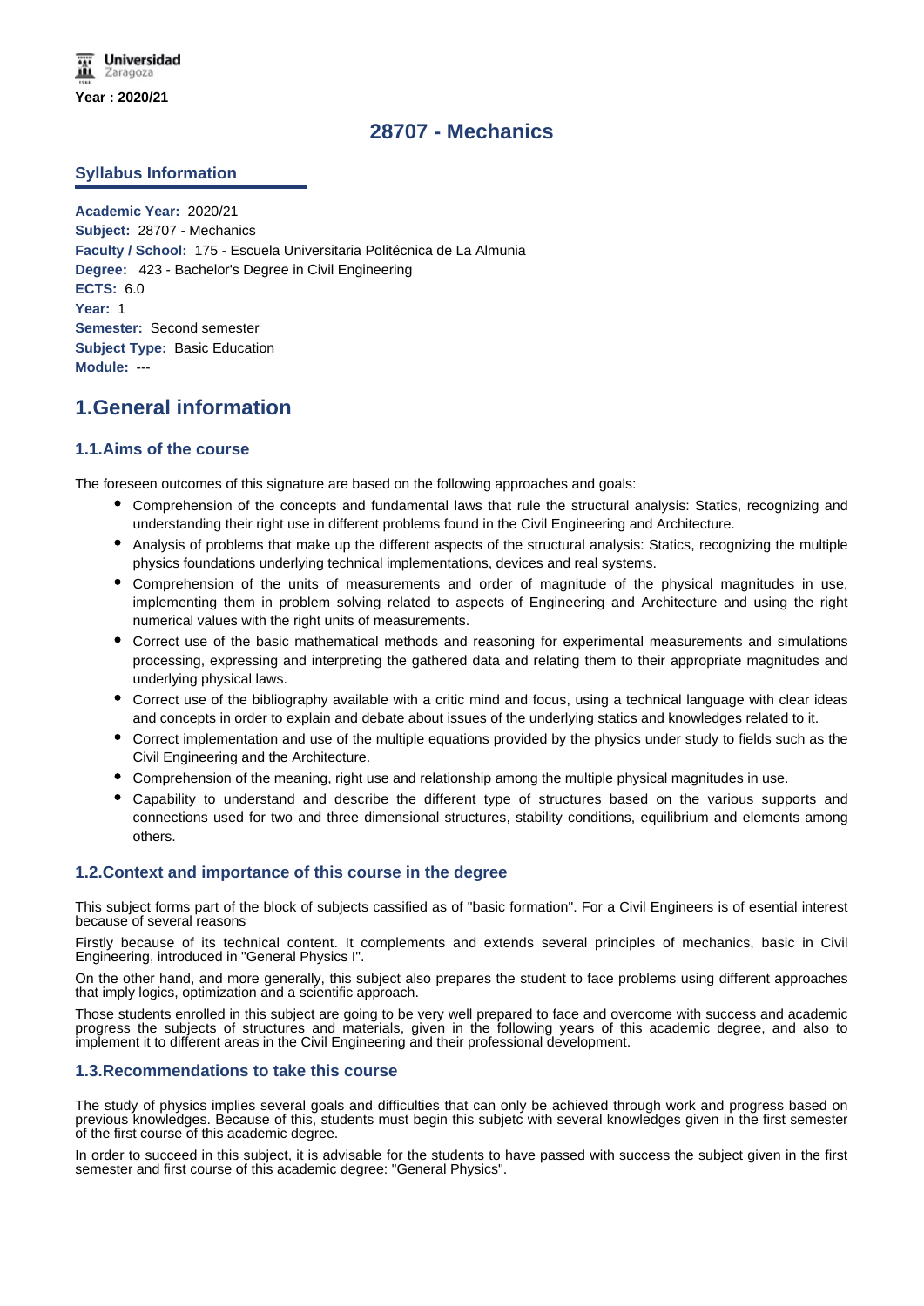Universidad Zaragoza

Year : 2020/21

# 28707 - Mechanics

## Syllabus Information

**Academic Year:** 2020/21
**Subject:** 28707 - Mechanics
**Faculty / School:** 175 - Escuela Universitaria Politécnica de La Almunia
**Degree:** 423 - Bachelor's Degree in Civil Engineering
**ECTS:** 6.0
**Year:** 1
**Semester:** Second semester
**Subject Type:** Basic Education
**Module:** ---

# 1.General information

## 1.1.Aims of the course

The foreseen outcomes of this signature are based on the following approaches and goals:

- Comprehension of the concepts and fundamental laws that rule the structural analysis: Statics, recognizing and understanding their right use in different problems found in the Civil Engineering and Architecture.
- Analysis of problems that make up the different aspects of the structural analysis: Statics, recognizing the multiple physics foundations underlying technical implementations, devices and real systems.
- Comprehension of the units of measurements and order of magnitude of the physical magnitudes in use, implementing them in problem solving related to aspects of Engineering and Architecture and using the right numerical values with the right units of measurements.
- Correct use of the basic mathematical methods and reasoning for experimental measurements and simulations processing, expressing and interpreting the gathered data and relating them to their appropriate magnitudes and underlying physical laws.
- Correct use of the bibliography available with a critic mind and focus, using a technical language with clear ideas and concepts in order to explain and debate about issues of the underlying statics and knowledges related to it.
- Correct implementation and use of the multiple equations provided by the physics under study to fields such as the Civil Engineering and the Architecture.
- Comprehension of the meaning, right use and relationship among the multiple physical magnitudes in use.
- Capability to understand and describe the different type of structures based on the various supports and connections used for two and three dimensional structures, stability conditions, equilibrium and elements among others.

## 1.2.Context and importance of this course in the degree

This subject forms part of the block of subjects cassified as of "basic formation". For a Civil Engineers is of esential interest because of several reasons

Firstly because of its technical content. It complements and extends several principles of mechanics, basic in Civil Engineering, introduced in "General Physics I".

On the other hand, and more generally, this subject also prepares the student to face problems using different approaches that imply logics, optimization and a scientific approach.

Those students enrolled in this subject are going to be very well prepared to face and overcome with success and academic progress the subjects of structures and materials, given in the following years of this academic degree, and also to implement it to different areas in the Civil Engineering and their professional development.

## 1.3.Recommendations to take this course

The study of physics implies several goals and difficulties that can only be achieved through work and progress based on previous knowledges. Because of this, students must begin this subjetc with several knowledges given in the first semester of the first course of this academic degree.

In order to succeed in this subject, it is advisable for the students to have passed with success the subject given in the first semester and first course of this academic degree: "General Physics".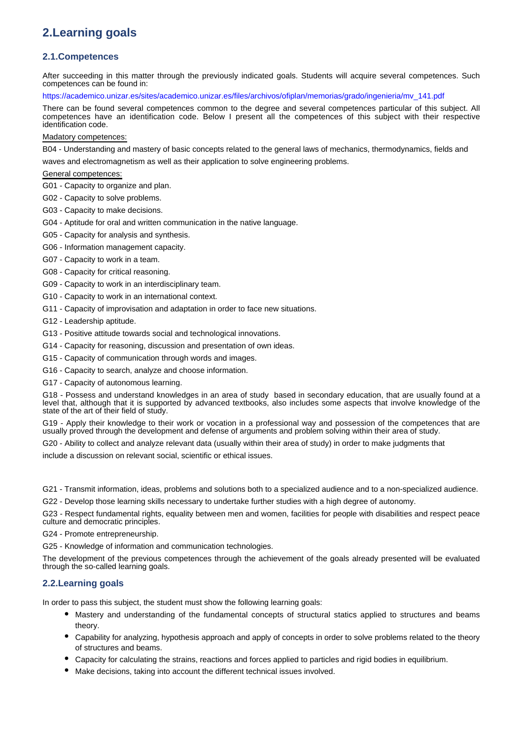## 2.Learning goals

### 2.1.Competences

After succeeding in this matter through the previously indicated goals. Students will acquire several competences. Such competences can be found in:

https://academico.unizar.es/sites/academico.unizar.es/files/archivos/ofiplan/memorias/grado/ingenieria/mv_141.pdf

There can be found several competences common to the degree and several competences particular of this subject. All competences have an identification code. Below I present all the competences of this subject with their respective identification code.

Madatory competences:

B04 - Understanding and mastery of basic concepts related to the general laws of mechanics, thermodynamics, fields and waves and electromagnetism as well as their application to solve engineering problems.

General competences:

G01 - Capacity to organize and plan.

G02 - Capacity to solve problems.

G03 - Capacity to make decisions.

G04 - Aptitude for oral and written communication in the native language.

G05 - Capacity for analysis and synthesis.

G06 - Information management capacity.

G07 - Capacity to work in a team.

G08 - Capacity for critical reasoning.

G09 - Capacity to work in an interdisciplinary team.

G10 - Capacity to work in an international context.

G11 - Capacity of improvisation and adaptation in order to face new situations.

G12 - Leadership aptitude.

G13 - Positive attitude towards social and technological innovations.

G14 - Capacity for reasoning, discussion and presentation of own ideas.

G15 - Capacity of communication through words and images.

G16 - Capacity to search, analyze and choose information.

G17 - Capacity of autonomous learning.

G18 - Possess and understand knowledges in an area of study based in secondary education, that are usually found at a level that, although that it is supported by advanced textbooks, also includes some aspects that involve knowledge of the state of the art of their field of study.

G19 - Apply their knowledge to their work or vocation in a professional way and possession of the competences that are usually proved through the development and defense of arguments and problem solving within their area of study.

G20 - Ability to collect and analyze relevant data (usually within their area of study) in order to make judgments that include a discussion on relevant social, scientific or ethical issues.

G21 - Transmit information, ideas, problems and solutions both to a specialized audience and to a non-specialized audience.

G22 - Develop those learning skills necessary to undertake further studies with a high degree of autonomy.

G23 - Respect fundamental rights, equality between men and women, facilities for people with disabilities and respect peace culture and democratic principles.

G24 - Promote entrepreneurship.

G25 - Knowledge of information and communication technologies.

The development of the previous competences through the achievement of the goals already presented will be evaluated through the so-called learning goals.

### 2.2.Learning goals

In order to pass this subject, the student must show the following learning goals:

- Mastery and understanding of the fundamental concepts of structural statics applied to structures and beams theory.
- Capability for analyzing, hypothesis approach and apply of concepts in order to solve problems related to the theory of structures and beams.
- Capacity for calculating the strains, reactions and forces applied to particles and rigid bodies in equilibrium.
- Make decisions, taking into account the different technical issues involved.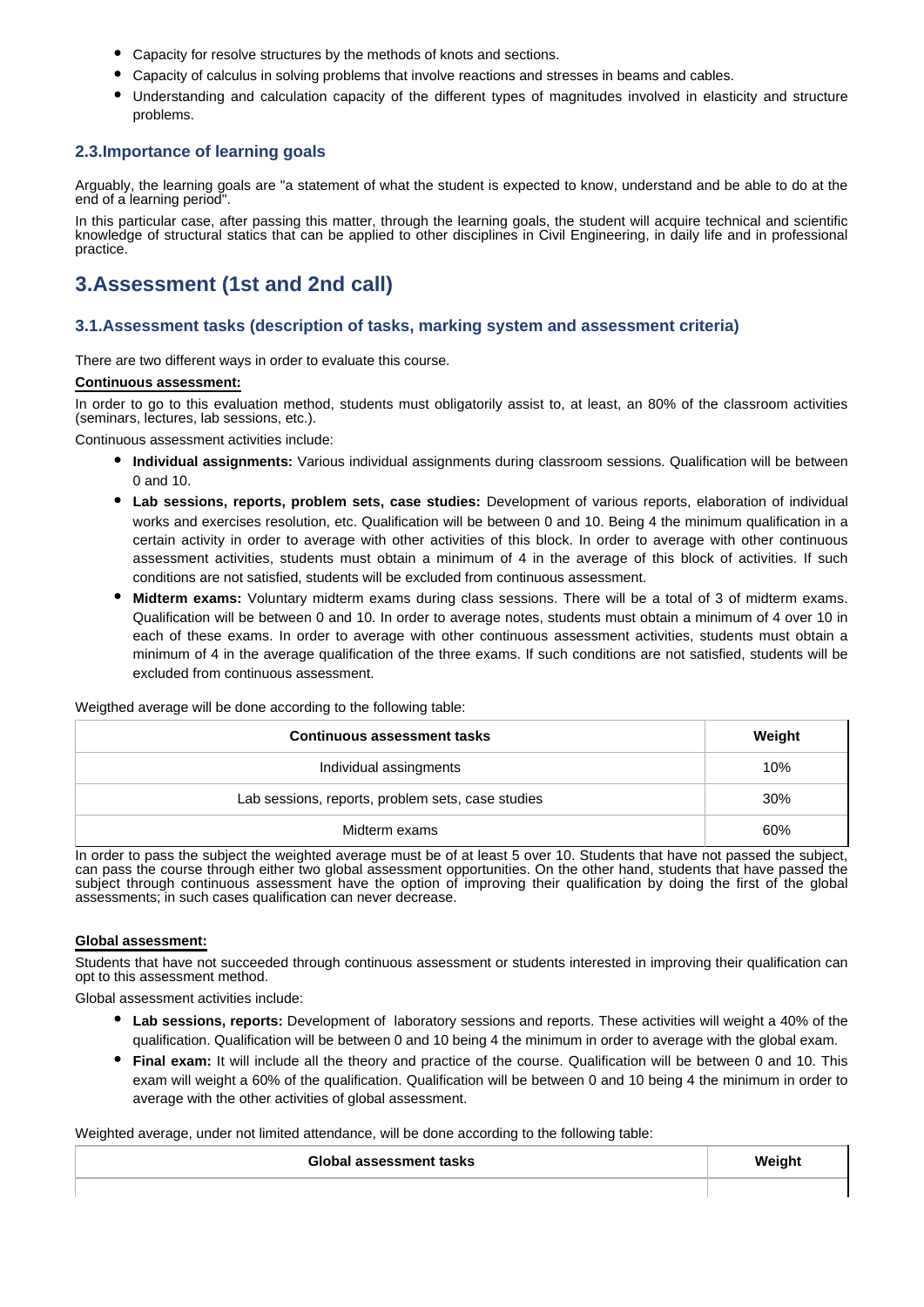- Capacity for resolve structures by the methods of knots and sections.
- Capacity of calculus in solving problems that involve reactions and stresses in beams and cables.
- Understanding and calculation capacity of the different types of magnitudes involved in elasticity and structure problems.

### 2.3.Importance of learning goals

Arguably, the learning goals are "a statement of what the student is expected to know, understand and be able to do at the end of a learning period".

In this particular case, after passing this matter, through the learning goals, the student will acquire technical and scientific knowledge of structural statics that can be applied to other disciplines in Civil Engineering, in daily life and in professional practice.

## 3.Assessment (1st and 2nd call)

### 3.1.Assessment tasks (description of tasks, marking system and assessment criteria)

There are two different ways in order to evaluate this course.

**Continuous assessment:**

In order to go to this evaluation method, students must obligatorily assist to, at least, an 80% of the classroom activities (seminars, lectures, lab sessions, etc.).

Continuous assessment activities include:

- **Individual assignments:** Various individual assignments during classroom sessions. Qualification will be between 0 and 10.
- **Lab sessions, reports, problem sets, case studies:** Development of various reports, elaboration of individual works and exercises resolution, etc. Qualification will be between 0 and 10. Being 4 the minimum qualification in a certain activity in order to average with other activities of this block. In order to average with other continuous assessment activities, students must obtain a minimum of 4 in the average of this block of activities. If such conditions are not satisfied, students will be excluded from continuous assessment.
- **Midterm exams:** Voluntary midterm exams during class sessions. There will be a total of 3 of midterm exams. Qualification will be between 0 and 10. In order to average notes, students must obtain a minimum of 4 over 10 in each of these exams. In order to average with other continuous assessment activities, students must obtain a minimum of 4 in the average qualification of the three exams. If such conditions are not satisfied, students will be excluded from continuous assessment.

Weigthed average will be done according to the following table:

| Continuous assessment tasks | Weight |
|---|---|
| Individual assingments | 10% |
| Lab sessions, reports, problem sets, case studies | 30% |
| Midterm exams | 60% |

In order to pass the subject the weighted average must be of at least 5 over 10. Students that have not passed the subject, can pass the course through either two global assessment opportunities. On the other hand, students that have passed the subject through continuous assessment have the option of improving their qualification by doing the first of the global assessments; in such cases qualification can never decrease.

**Global assessment:**

Students that have not succeeded through continuous assessment or students interested in improving their qualification can opt to this assessment method.

Global assessment activities include:

- **Lab sessions, reports:** Development of laboratory sessions and reports. These activities will weight a 40% of the qualification. Qualification will be between 0 and 10 being 4 the minimum in order to average with the global exam.
- **Final exam:** It will include all the theory and practice of the course. Qualification will be between 0 and 10. This exam will weight a 60% of the qualification. Qualification will be between 0 and 10 being 4 the minimum in order to average with the other activities of global assessment.

Weighted average, under not limited attendance, will be done according to the following table:

| Global assessment tasks | Weight |
|---|---|
| | |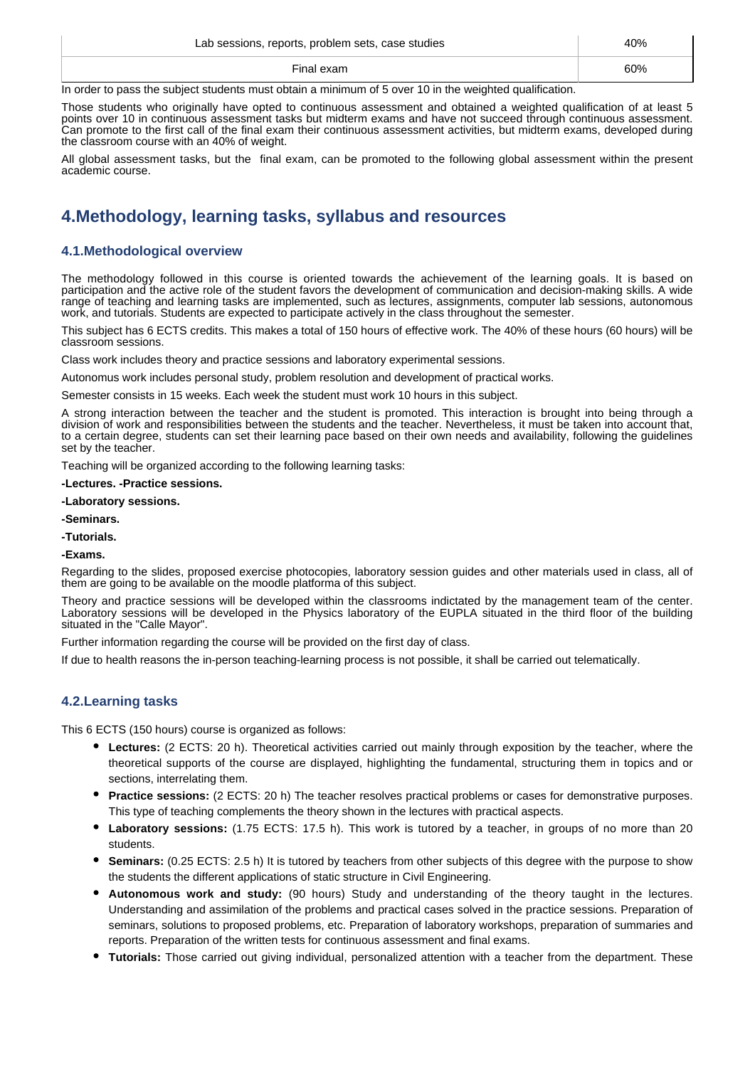| Lab sessions, reports, problem sets, case studies | 40% |
|---|---|
| Final exam | 60% |

In order to pass the subject students must obtain a minimum of 5 over 10 in the weighted qualification.

Those students who originally have opted to continuous assessment and obtained a weighted qualification of at least 5 points over 10 in continuous assessment tasks but midterm exams and have not succeed through continuous assessment. Can promote to the first call of the final exam their continuous assessment activities, but midterm exams, developed during the classroom course with an 40% of weight.

All global assessment tasks, but the final exam, can be promoted to the following global assessment within the present academic course.

## 4.Methodology, learning tasks, syllabus and resources

### 4.1.Methodological overview

The methodology followed in this course is oriented towards the achievement of the learning goals. It is based on participation and the active role of the student favors the development of communication and decision-making skills. A wide range of teaching and learning tasks are implemented, such as lectures, assignments, computer lab sessions, autonomous work, and tutorials. Students are expected to participate actively in the class throughout the semester.

This subject has 6 ECTS credits. This makes a total of 150 hours of effective work. The 40% of these hours (60 hours) will be classroom sessions.

Class work includes theory and practice sessions and laboratory experimental sessions.

Autonomus work includes personal study, problem resolution and development of practical works.

Semester consists in 15 weeks. Each week the student must work 10 hours in this subject.

A strong interaction between the teacher and the student is promoted. This interaction is brought into being through a division of work and responsibilities between the students and the teacher. Nevertheless, it must be taken into account that, to a certain degree, students can set their learning pace based on their own needs and availability, following the guidelines set by the teacher.

Teaching will be organized according to the following learning tasks:

**-Lectures. -Practice sessions.**

**-Laboratory sessions.**

**-Seminars.**

**-Tutorials.**

**-Exams.**

Regarding to the slides, proposed exercise photocopies, laboratory session guides and other materials used in class, all of them are going to be available on the moodle platforma of this subject.

Theory and practice sessions will be developed within the classrooms indictated by the management team of the center. Laboratory sessions will be developed in the Physics laboratory of the EUPLA situated in the third floor of the building situated in the "Calle Mayor".

Further information regarding the course will be provided on the first day of class.

If due to health reasons the in-person teaching-learning process is not possible, it shall be carried out telematically.

### 4.2.Learning tasks

This 6 ECTS (150 hours) course is organized as follows:

- **Lectures:** (2 ECTS: 20 h). Theoretical activities carried out mainly through exposition by the teacher, where the theoretical supports of the course are displayed, highlighting the fundamental, structuring them in topics and or sections, interrelating them.
- **Practice sessions:** (2 ECTS: 20 h) The teacher resolves practical problems or cases for demonstrative purposes. This type of teaching complements the theory shown in the lectures with practical aspects.
- **Laboratory sessions:** (1.75 ECTS: 17.5 h). This work is tutored by a teacher, in groups of no more than 20 students.
- **Seminars:** (0.25 ECTS: 2.5 h) It is tutored by teachers from other subjects of this degree with the purpose to show the students the different applications of static structure in Civil Engineering.
- **Autonomous work and study:** (90 hours) Study and understanding of the theory taught in the lectures. Understanding and assimilation of the problems and practical cases solved in the practice sessions. Preparation of seminars, solutions to proposed problems, etc. Preparation of laboratory workshops, preparation of summaries and reports. Preparation of the written tests for continuous assessment and final exams.
- **Tutorials:** Those carried out giving individual, personalized attention with a teacher from the department. These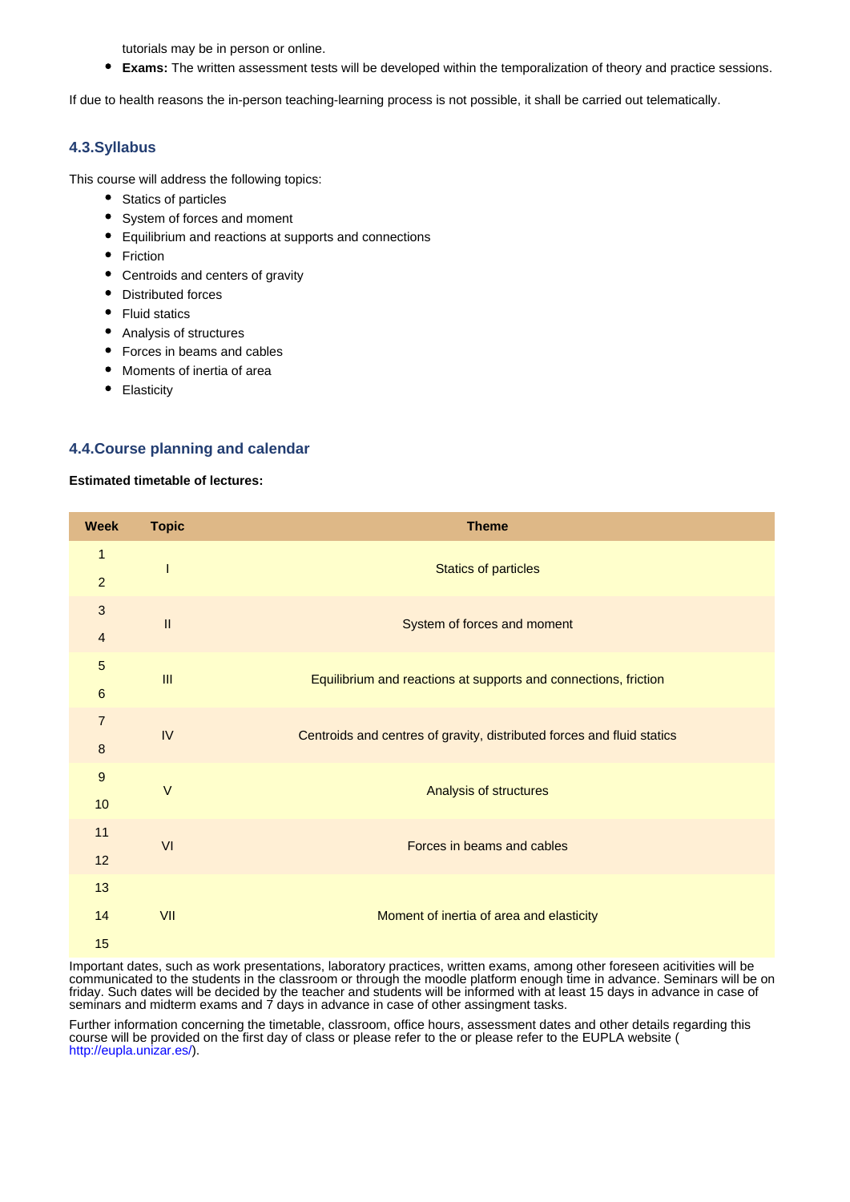tutorials may be in person or online.

- **Exams:** The written assessment tests will be developed within the temporalization of theory and practice sessions.

If due to health reasons the in-person teaching-learning process is not possible, it shall be carried out telematically.

### 4.3.Syllabus

This course will address the following topics:

- Statics of particles
- System of forces and moment
- Equilibrium and reactions at supports and connections
- Friction
- Centroids and centers of gravity
- Distributed forces
- Fluid statics
- Analysis of structures
- Forces in beams and cables
- Moments of inertia of area
- Elasticity

### 4.4.Course planning and calendar

**Estimated timetable of lectures:**

| Week | Topic | Theme |
|---|---|---|
| 1<br>2 | I | Statics of particles |
| 3<br>4 | II | System of forces and moment |
| 5<br>6 | III | Equilibrium and reactions at supports and connections, friction |
| 7<br>8 | IV | Centroids and centres of gravity, distributed forces and fluid statics |
| 9<br>10 | V | Analysis of structures |
| 11<br>12 | VI | Forces in beams and cables |
| 13<br>14<br>15 | VII | Moment of inertia of area and elasticity |

Important dates, such as work presentations, laboratory practices, written exams, among other foreseen acitivities will be communicated to the students in the classroom or through the moodle platform enough time in advance. Seminars will be on friday. Such dates will be decided by the teacher and students will be informed with at least 15 days in advance in case of seminars and midterm exams and 7 days in advance in case of other assingment tasks.

Further information concerning the timetable, classroom, office hours, assessment dates and other details regarding this course will be provided on the first day of class or please refer to the or please refer to the EUPLA website ( http://eupla.unizar.es/).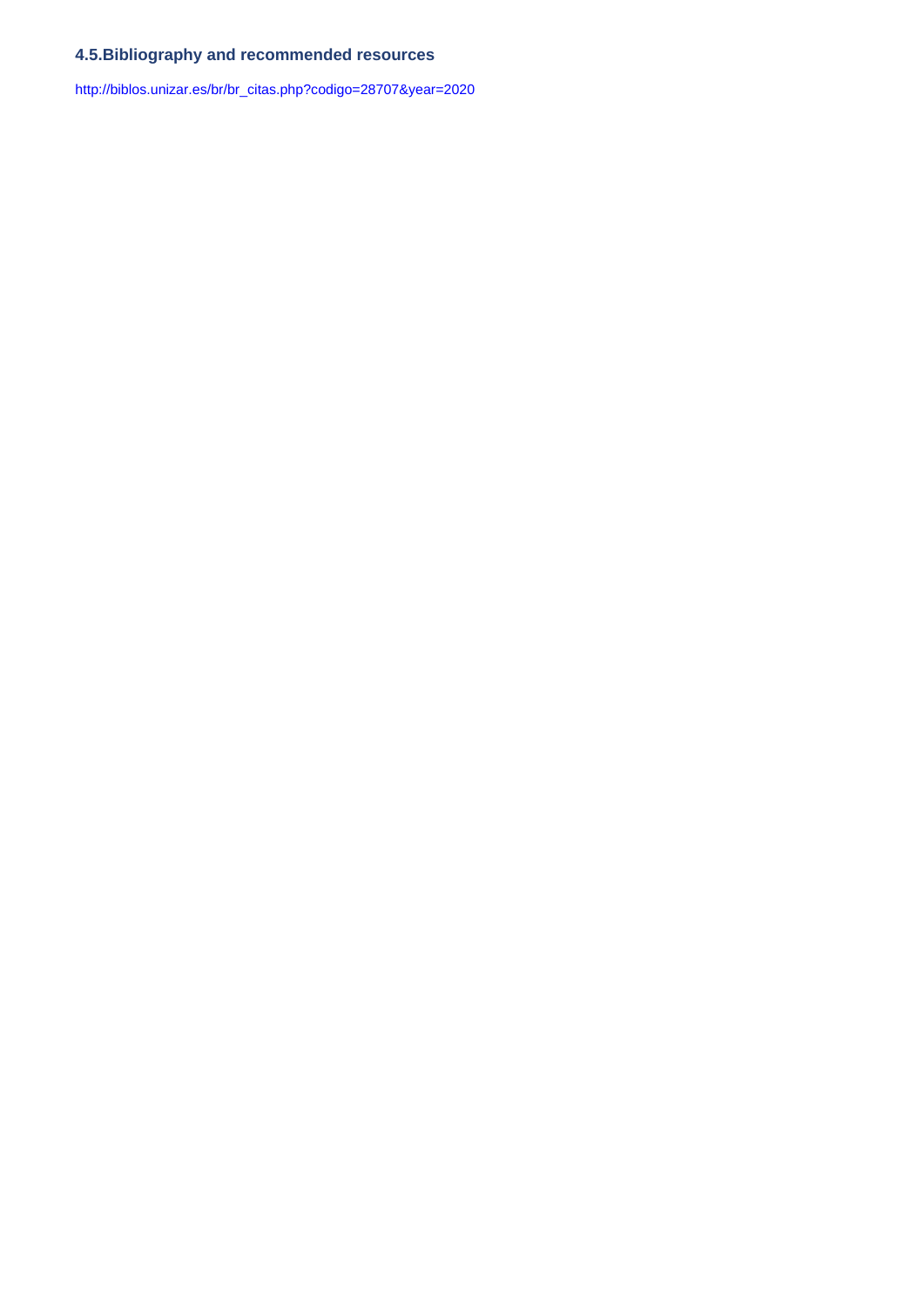### 4.5.Bibliography and recommended resources

http://biblos.unizar.es/br/br_citas.php?codigo=28707&year=2020